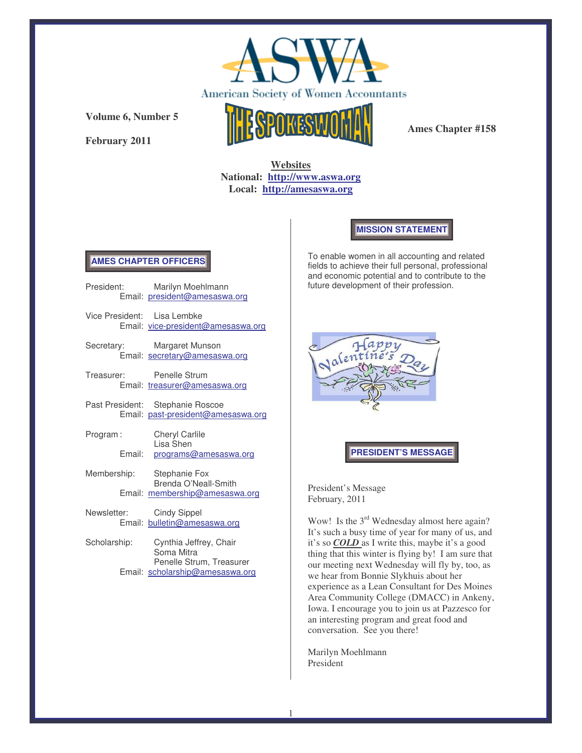# ASWA

American Society of Women Accountants

# THE SPOKESWOMAN

**Volume 6, Number 5**

**February 2011**

**Ames Chapter #158**

**Websites**

**National: [http://www.aswa.org](http://www.aswa.org)**

**Local: [http://amesaswa.org](http://amesaswa.org)**

## AMES CHAPTER OFFICERS

President: Marilyn Moehlmann
Email: president@amesaswa.org

Vice President: Lisa Lembke
Email: vice-president@amesaswa.org

Secretary: Margaret Munson
Email: secretary@amesaswa.org

Treasurer: Penelle Strum
Email: treasurer@amesaswa.org

Past President: Stephanie Roscoe
Email: past-president@amesaswa.org

Program: Cheryl Carlile
Lisa Shen
Email: programs@amesaswa.org

Membership: Stephanie Fox
Brenda O'Neall-Smith
Email: membership@amesaswa.org

Newsletter: Cindy Sippel
Email: bulletin@amesaswa.org

Scholarship: Cynthia Jeffrey, Chair
Soma Mitra
Penelle Strum, Treasurer
Email: scholarship@amesaswa.org

## MISSION STATEMENT

To enable women in all accounting and related fields to achieve their full personal, professional and economic potential and to contribute to the future development of their profession.

Happy Valentine's Day

## PRESIDENT'S MESSAGE

President's Message
February, 2011

Wow! Is the 3rd Wednesday almost here again? It's such a busy time of year for many of us, and it's so ***COLD*** as I write this, maybe it's a good thing that this winter is flying by! I am sure that our meeting next Wednesday will fly by, too, as we hear from Bonnie Slykhuis about her experience as a Lean Consultant for Des Moines Area Community College (DMACC) in Ankeny, Iowa. I encourage you to join us at Pazzesco for an interesting program and great food and conversation. See you there!

Marilyn Moehlmann
President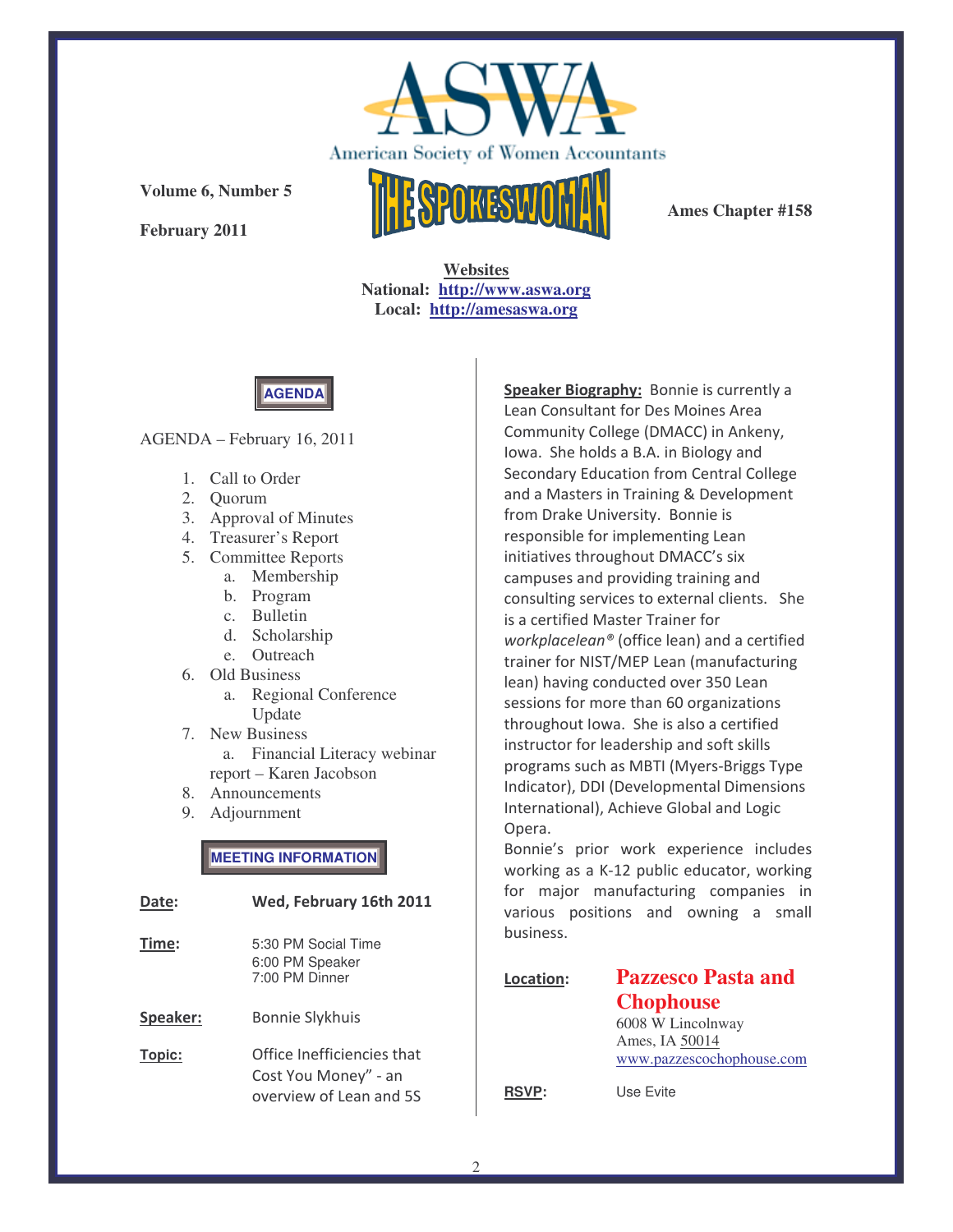# ASWA

American Society of Women Accountants

**Volume 6, Number 5**

**February 2011**

## THE SPOKESWOMAN

**Ames Chapter #158**

**Websites**
**National: http://www.aswa.org**
**Local: http://amesaswa.org**

### AGENDA

AGENDA – February 16, 2011

1. Call to Order
2. Quorum
3. Approval of Minutes
4. Treasurer's Report
5. Committee Reports
   a. Membership
   b. Program
   c. Bulletin
   d. Scholarship
   e. Outreach
6. Old Business
   a. Regional Conference Update
7. New Business
   a. Financial Literacy webinar report – Karen Jacobson
8. Announcements
9. Adjournment

### MEETING INFORMATION

**Date:** **Wed, February 16th 2011**

**Time:** 5:30 PM Social Time
6:00 PM Speaker
7:00 PM Dinner

**Speaker:** Bonnie Slykhuis

**Topic:** Office Inefficiencies that Cost You Money" - an overview of Lean and 5S

**Speaker Biography:** Bonnie is currently a Lean Consultant for Des Moines Area Community College (DMACC) in Ankeny, Iowa. She holds a B.A. in Biology and Secondary Education from Central College and a Masters in Training & Development from Drake University. Bonnie is responsible for implementing Lean initiatives throughout DMACC's six campuses and providing training and consulting services to external clients. She is a certified Master Trainer for *workplacelean®* (office lean) and a certified trainer for NIST/MEP Lean (manufacturing lean) having conducted over 350 Lean sessions for more than 60 organizations throughout Iowa. She is also a certified instructor for leadership and soft skills programs such as MBTI (Myers-Briggs Type Indicator), DDI (Developmental Dimensions International), Achieve Global and Logic Opera.

Bonnie's prior work experience includes working as a K-12 public educator, working for major manufacturing companies in various positions and owning a small business.

**Location:** **Pazzesco Pasta and Chophouse**
6008 W Lincolnway
Ames, IA 50014
www.pazzescochophouse.com

**RSVP:** Use Evite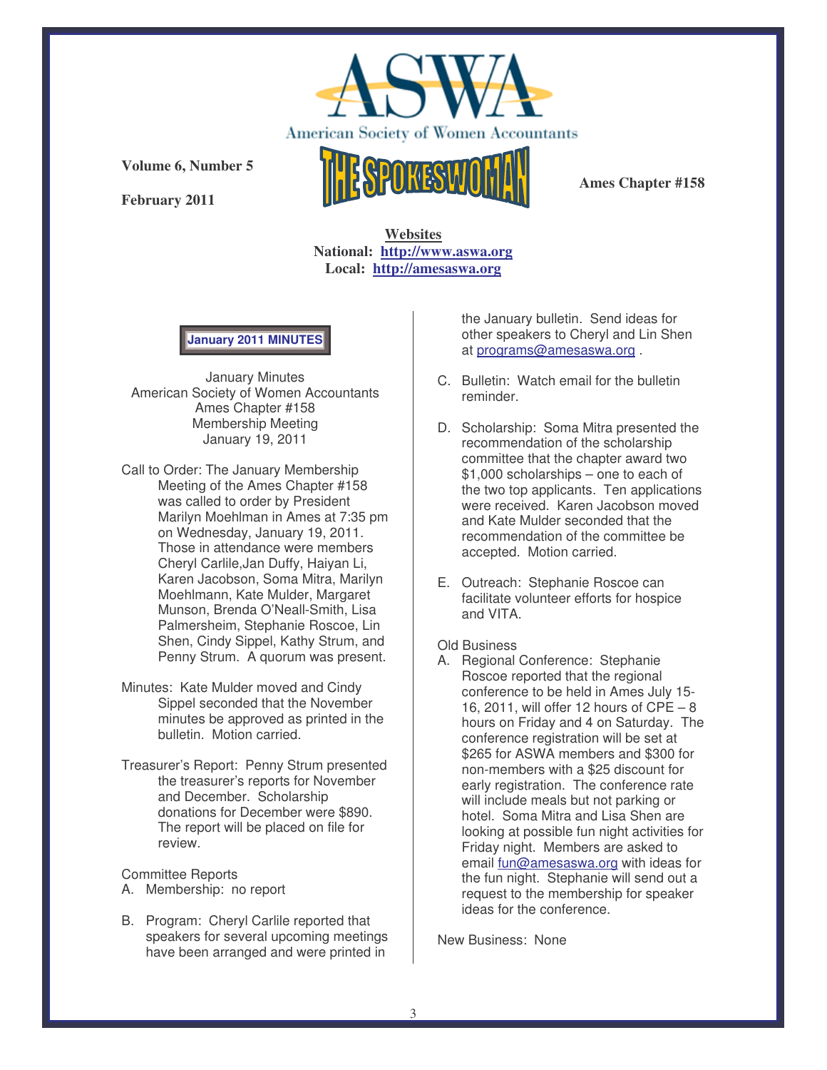# ASWA

American Society of Women Accountants

**Volume 6, Number 5**

**February 2011**

# THE SPOKESWOMAN

**Ames Chapter #158**

**Websites**
**National: http://www.aswa.org**
**Local: http://amesaswa.org**

## January 2011 MINUTES

January Minutes
American Society of Women Accountants
Ames Chapter #158
Membership Meeting
January 19, 2011

Call to Order: The January Membership Meeting of the Ames Chapter #158 was called to order by President Marilyn Moehlman in Ames at 7:35 pm on Wednesday, January 19, 2011. Those in attendance were members Cheryl Carlile,Jan Duffy, Haiyan Li, Karen Jacobson, Soma Mitra, Marilyn Moehlmann, Kate Mulder, Margaret Munson, Brenda O'Neall-Smith, Lisa Palmersheim, Stephanie Roscoe, Lin Shen, Cindy Sippel, Kathy Strum, and Penny Strum. A quorum was present.

Minutes: Kate Mulder moved and Cindy Sippel seconded that the November minutes be approved as printed in the bulletin. Motion carried.

Treasurer's Report: Penny Strum presented the treasurer's reports for November and December. Scholarship donations for December were $890. The report will be placed on file for review.

Committee Reports

A. Membership: no report

B. Program: Cheryl Carlile reported that speakers for several upcoming meetings have been arranged and were printed in the January bulletin. Send ideas for other speakers to Cheryl and Lin Shen at programs@amesaswa.org .

C. Bulletin: Watch email for the bulletin reminder.

D. Scholarship: Soma Mitra presented the recommendation of the scholarship committee that the chapter award two $1,000 scholarships – one to each of the two top applicants. Ten applications were received. Karen Jacobson moved and Kate Mulder seconded that the recommendation of the committee be accepted. Motion carried.

E. Outreach: Stephanie Roscoe can facilitate volunteer efforts for hospice and VITA.

Old Business

A. Regional Conference: Stephanie Roscoe reported that the regional conference to be held in Ames July 15-16, 2011, will offer 12 hours of CPE – 8 hours on Friday and 4 on Saturday. The conference registration will be set at $265 for ASWA members and $300 for non-members with a $25 discount for early registration. The conference rate will include meals but not parking or hotel. Soma Mitra and Lisa Shen are looking at possible fun night activities for Friday night. Members are asked to email fun@amesaswa.org with ideas for the fun night. Stephanie will send out a request to the membership for speaker ideas for the conference.

New Business: None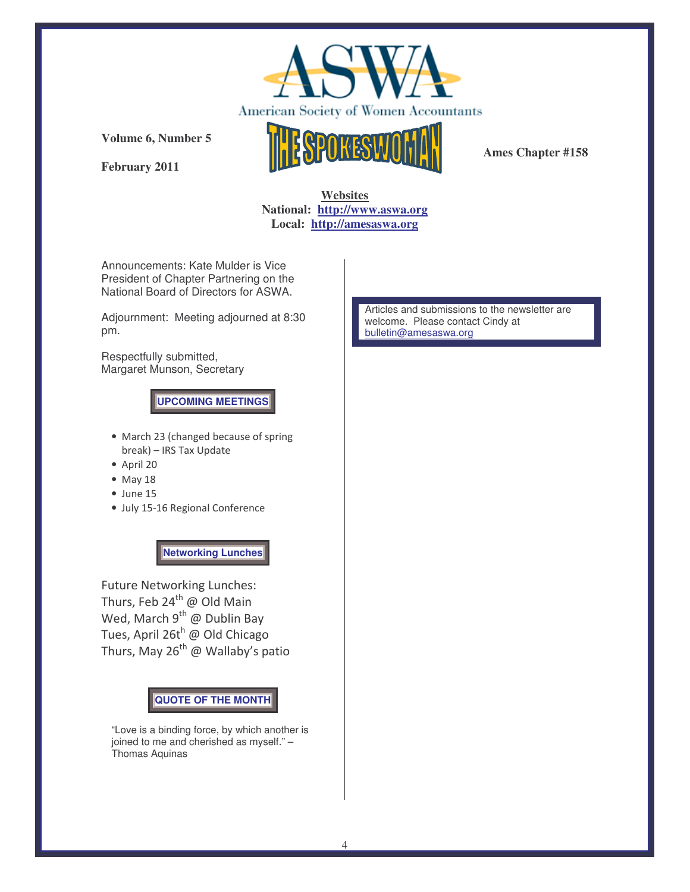# ASWA

American Society of Women Accountants

**Volume 6, Number 5**

**February 2011**

## THE SPOKESWOMAN

**Ames Chapter #158**

**Websites**
**National: http://www.aswa.org**
**Local: http://amesaswa.org**

Announcements: Kate Mulder is Vice President of Chapter Partnering on the National Board of Directors for ASWA.

Adjournment: Meeting adjourned at 8:30 pm.

Respectfully submitted,
Margaret Munson, Secretary

### UPCOMING MEETINGS

- March 23 (changed because of spring break) – IRS Tax Update
- April 20
- May 18
- June 15
- July 15-16 Regional Conference

### Networking Lunches

Future Networking Lunches:
Thurs, Feb 24th @ Old Main
Wed, March 9th @ Dublin Bay
Tues, April 26th @ Old Chicago
Thurs, May 26th @ Wallaby's patio

### QUOTE OF THE MONTH

"Love is a binding force, by which another is joined to me and cherished as myself." – Thomas Aquinas

Articles and submissions to the newsletter are welcome. Please contact Cindy at bulletin@amesaswa.org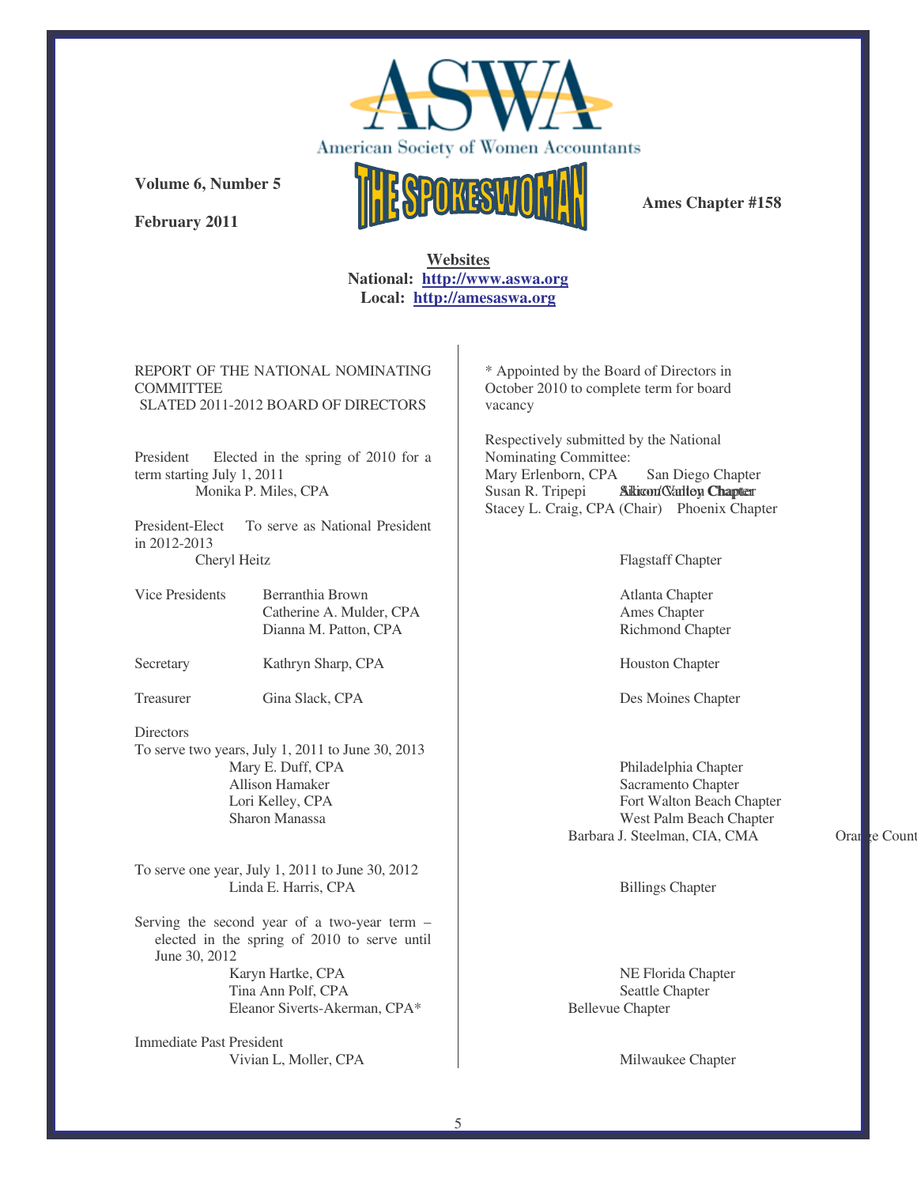**Volume 6, Number 5**

**February 2011**

**Ames Chapter #158**

**Websites**
**National: http://www.aswa.org**
**Local: http://amesaswa.org**

REPORT OF THE NATIONAL NOMINATING COMMITTEE
SLATED 2011-2012 BOARD OF DIRECTORS

President — Elected in the spring of 2010 for a term starting July 1, 2011
Monika P. Miles, CPA — Flagstaff Chapter

President-Elect — To serve as National President in 2012-2013
Cheryl Heitz — Atlanta Chapter

| | | |
|---|---|---|
| Vice Presidents | Berranthia Brown | Atlanta Chapter |
| | Catherine A. Mulder, CPA | Ames Chapter |
| | Dianna M. Patton, CPA | Richmond Chapter |
| Secretary | Kathryn Sharp, CPA | Houston Chapter |
| Treasurer | Gina Slack, CPA | Des Moines Chapter |

Directors

To serve two years, July 1, 2011 to June 30, 2013

| | |
|---|---|
| Mary E. Duff, CPA | Philadelphia Chapter |
| Allison Hamaker | Sacramento Chapter |
| Lori Kelley, CPA | Fort Walton Beach Chapter |
| Sharon Manassa | West Palm Beach Chapter |
| Barbara J. Steelman, CIA, CMA | Orange County |

To serve one year, July 1, 2011 to June 30, 2012

| | |
|---|---|
| Linda E. Harris, CPA | Billings Chapter |

Serving the second year of a two-year term – elected in the spring of 2010 to serve until June 30, 2012

| | |
|---|---|
| Karyn Hartke, CPA | NE Florida Chapter |
| Tina Ann Polf, CPA | Seattle Chapter |
| Eleanor Siverts-Akerman, CPA* | Bellevue Chapter |

Immediate Past President

| | |
|---|---|
| Vivian L, Moller, CPA | Milwaukee Chapter |

\* Appointed by the Board of Directors in October 2010 to complete term for board vacancy

Respectively submitted by the National Nominating Committee:

| | |
|---|---|
| Mary Erlenborn, CPA | San Diego Chapter |
| Susan R. Tripepi | Silicon Valley Chapter |
| Stacey L. Craig, CPA (Chair) | Phoenix Chapter |